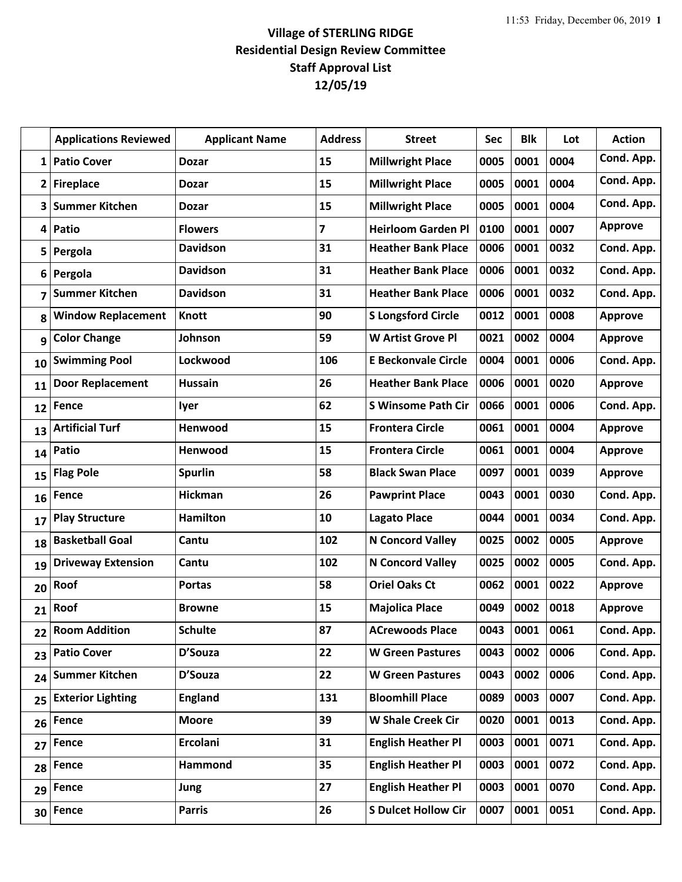# Village of STERLING RIDGE
## Residential Design Review Committee
## Staff Approval List
## 12/05/19

| | Applications Reviewed | Applicant Name | Address | Street | Sec | Blk | Lot | Action |
|---|---|---|---|---|---|---|---|---|
| 1 | Patio Cover | Dozar | 15 | Millwright Place | 0005 | 0001 | 0004 | Cond. App. |
| 2 | Fireplace | Dozar | 15 | Millwright Place | 0005 | 0001 | 0004 | Cond. App. |
| 3 | Summer Kitchen | Dozar | 15 | Millwright Place | 0005 | 0001 | 0004 | Cond. App. |
| 4 | Patio | Flowers | 7 | Heirloom Garden Pl | 0100 | 0001 | 0007 | Approve |
| 5 | Pergola | Davidson | 31 | Heather Bank Place | 0006 | 0001 | 0032 | Cond. App. |
| 6 | Pergola | Davidson | 31 | Heather Bank Place | 0006 | 0001 | 0032 | Cond. App. |
| 7 | Summer Kitchen | Davidson | 31 | Heather Bank Place | 0006 | 0001 | 0032 | Cond. App. |
| 8 | Window Replacement | Knott | 90 | S Longsford Circle | 0012 | 0001 | 0008 | Approve |
| 9 | Color Change | Johnson | 59 | W Artist Grove Pl | 0021 | 0002 | 0004 | Approve |
| 10 | Swimming Pool | Lockwood | 106 | E Beckonvale Circle | 0004 | 0001 | 0006 | Cond. App. |
| 11 | Door Replacement | Hussain | 26 | Heather Bank Place | 0006 | 0001 | 0020 | Approve |
| 12 | Fence | Iyer | 62 | S Winsome Path Cir | 0066 | 0001 | 0006 | Cond. App. |
| 13 | Artificial Turf | Henwood | 15 | Frontera Circle | 0061 | 0001 | 0004 | Approve |
| 14 | Patio | Henwood | 15 | Frontera Circle | 0061 | 0001 | 0004 | Approve |
| 15 | Flag Pole | Spurlin | 58 | Black Swan Place | 0097 | 0001 | 0039 | Approve |
| 16 | Fence | Hickman | 26 | Pawprint Place | 0043 | 0001 | 0030 | Cond. App. |
| 17 | Play Structure | Hamilton | 10 | Lagato Place | 0044 | 0001 | 0034 | Cond. App. |
| 18 | Basketball Goal | Cantu | 102 | N Concord Valley | 0025 | 0002 | 0005 | Approve |
| 19 | Driveway Extension | Cantu | 102 | N Concord Valley | 0025 | 0002 | 0005 | Cond. App. |
| 20 | Roof | Portas | 58 | Oriel Oaks Ct | 0062 | 0001 | 0022 | Approve |
| 21 | Roof | Browne | 15 | Majolica Place | 0049 | 0002 | 0018 | Approve |
| 22 | Room Addition | Schulte | 87 | ACrewoods Place | 0043 | 0001 | 0061 | Cond. App. |
| 23 | Patio Cover | D'Souza | 22 | W Green Pastures | 0043 | 0002 | 0006 | Cond. App. |
| 24 | Summer Kitchen | D'Souza | 22 | W Green Pastures | 0043 | 0002 | 0006 | Cond. App. |
| 25 | Exterior Lighting | England | 131 | Bloomhill Place | 0089 | 0003 | 0007 | Cond. App. |
| 26 | Fence | Moore | 39 | W Shale Creek Cir | 0020 | 0001 | 0013 | Cond. App. |
| 27 | Fence | Ercolani | 31 | English Heather Pl | 0003 | 0001 | 0071 | Cond. App. |
| 28 | Fence | Hammond | 35 | English Heather Pl | 0003 | 0001 | 0072 | Cond. App. |
| 29 | Fence | Jung | 27 | English Heather Pl | 0003 | 0001 | 0070 | Cond. App. |
| 30 | Fence | Parris | 26 | S Dulcet Hollow Cir | 0007 | 0001 | 0051 | Cond. App. |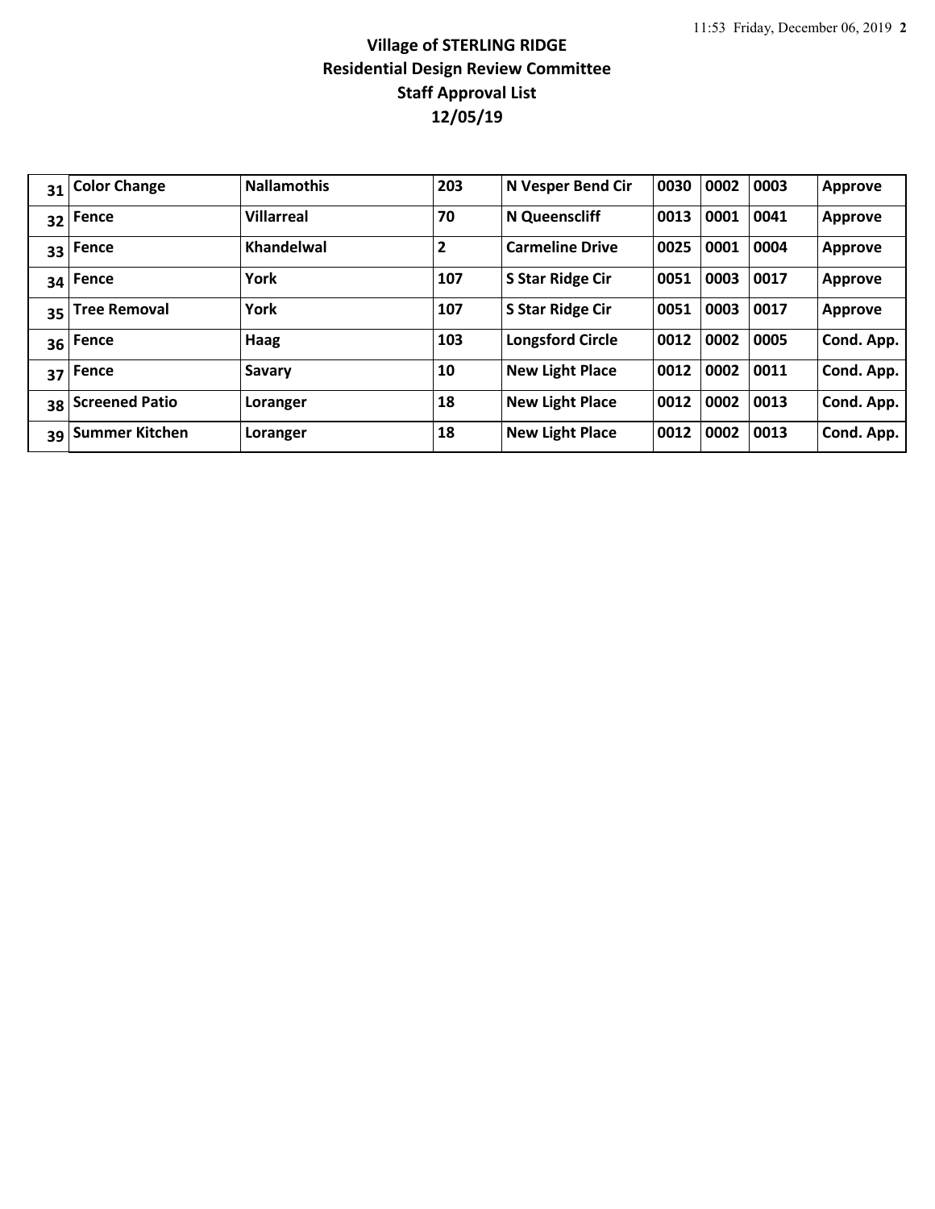**Village of STERLING RIDGE**
**Residential Design Review Committee**
**Staff Approval List**
**12/05/19**

| | | | | | | | | |
|---|---|---|---|---|---|---|---|---|
| 31 | Color Change | Nallamothis | 203 | N Vesper Bend Cir | 0030 | 0002 | 0003 | Approve |
| 32 | Fence | Villarreal | 70 | N Queenscliff | 0013 | 0001 | 0041 | Approve |
| 33 | Fence | Khandelwal | 2 | Carmeline Drive | 0025 | 0001 | 0004 | Approve |
| 34 | Fence | York | 107 | S Star Ridge Cir | 0051 | 0003 | 0017 | Approve |
| 35 | Tree Removal | York | 107 | S Star Ridge Cir | 0051 | 0003 | 0017 | Approve |
| 36 | Fence | Haag | 103 | Longsford Circle | 0012 | 0002 | 0005 | Cond. App. |
| 37 | Fence | Savary | 10 | New Light Place | 0012 | 0002 | 0011 | Cond. App. |
| 38 | Screened Patio | Loranger | 18 | New Light Place | 0012 | 0002 | 0013 | Cond. App. |
| 39 | Summer Kitchen | Loranger | 18 | New Light Place | 0012 | 0002 | 0013 | Cond. App. |